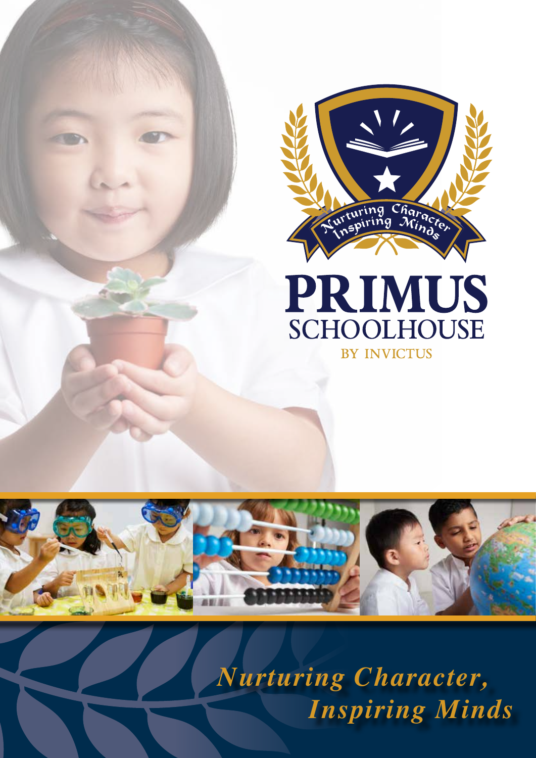# PRIMUS SCHOOLHOUSE

BY INVICTUS

*Nurturing Character, Inspiring Minds*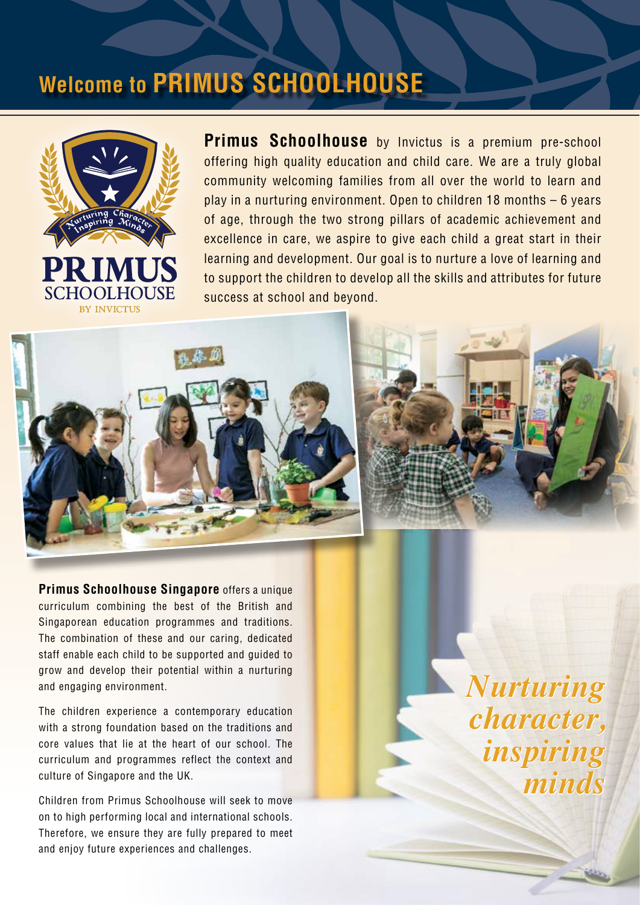# Welcome to PRIMUS SCHOOLHOUSE

**Primus Schoolhouse** by Invictus is a premium pre-school offering high quality education and child care. We are a truly global community welcoming families from all over the world to learn and play in a nurturing environment. Open to children 18 months – 6 years of age, through the two strong pillars of academic achievement and excellence in care, we aspire to give each child a great start in their learning and development. Our goal is to nurture a love of learning and to support the children to develop all the skills and attributes for future success at school and beyond.

**Primus Schoolhouse Singapore** offers a unique curriculum combining the best of the British and Singaporean education programmes and traditions. The combination of these and our caring, dedicated staff enable each child to be supported and guided to grow and develop their potential within a nurturing and engaging environment.

The children experience a contemporary education with a strong foundation based on the traditions and core values that lie at the heart of our school. The curriculum and programmes reflect the context and culture of Singapore and the UK.

Children from Primus Schoolhouse will seek to move on to high performing local and international schools. Therefore, we ensure they are fully prepared to meet and enjoy future experiences and challenges.

*Nurturing character, inspiring minds*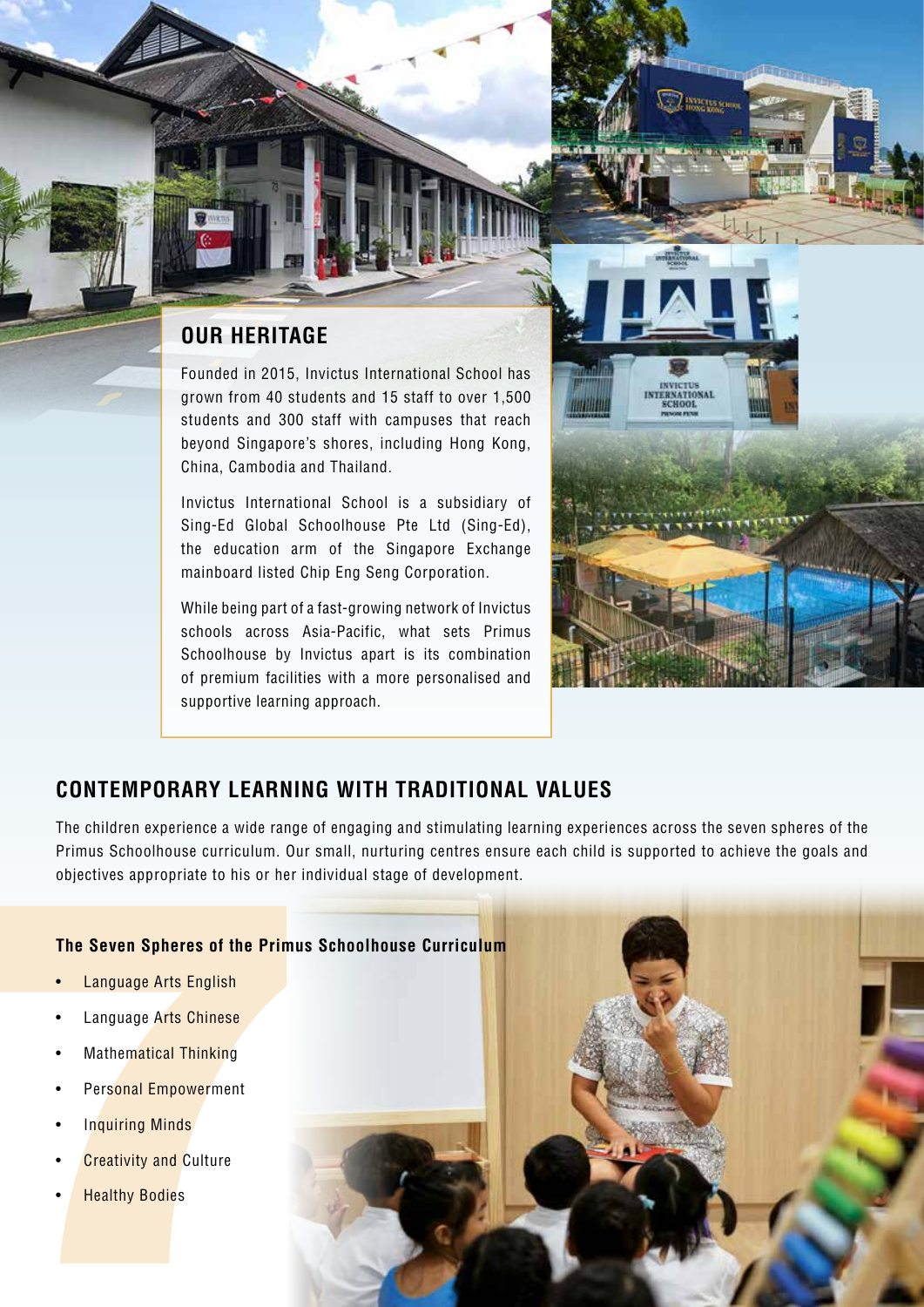## OUR HERITAGE

Founded in 2015, Invictus International School has grown from 40 students and 15 staff to over 1,500 students and 300 staff with campuses that reach beyond Singapore's shores, including Hong Kong, China, Cambodia and Thailand.

Invictus International School is a subsidiary of Sing-Ed Global Schoolhouse Pte Ltd (Sing-Ed), the education arm of the Singapore Exchange mainboard listed Chip Eng Seng Corporation.

While being part of a fast-growing network of Invictus schools across Asia-Pacific, what sets Primus Schoolhouse by Invictus apart is its combination of premium facilities with a more personalised and supportive learning approach.

## CONTEMPORARY LEARNING WITH TRADITIONAL VALUES

The children experience a wide range of engaging and stimulating learning experiences across the seven spheres of the Primus Schoolhouse curriculum. Our small, nurturing centres ensure each child is supported to achieve the goals and objectives appropriate to his or her individual stage of development.

### The Seven Spheres of the Primus Schoolhouse Curriculum

- Language Arts English
- Language Arts Chinese
- Mathematical Thinking
- Personal Empowerment
- Inquiring Minds
- Creativity and Culture
- Healthy Bodies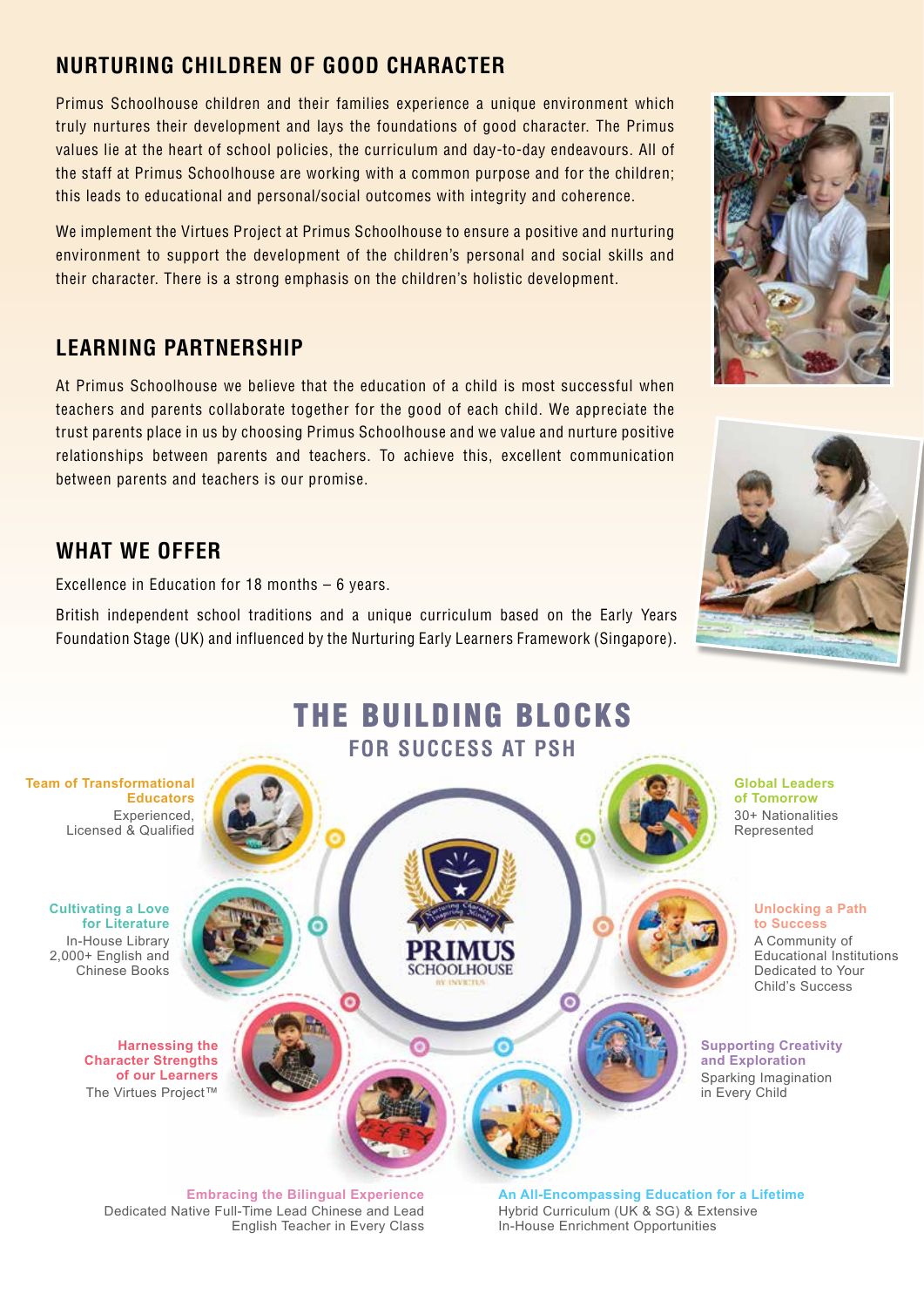## NURTURING CHILDREN OF GOOD CHARACTER

Primus Schoolhouse children and their families experience a unique environment which truly nurtures their development and lays the foundations of good character. The Primus values lie at the heart of school policies, the curriculum and day-to-day endeavours. All of the staff at Primus Schoolhouse are working with a common purpose and for the children; this leads to educational and personal/social outcomes with integrity and coherence.

We implement the Virtues Project at Primus Schoolhouse to ensure a positive and nurturing environment to support the development of the children's personal and social skills and their character. There is a strong emphasis on the children's holistic development.

## LEARNING PARTNERSHIP

At Primus Schoolhouse we believe that the education of a child is most successful when teachers and parents collaborate together for the good of each child. We appreciate the trust parents place in us by choosing Primus Schoolhouse and we value and nurture positive relationships between parents and teachers. To achieve this, excellent communication between parents and teachers is our promise.

## WHAT WE OFFER

Excellence in Education for 18 months – 6 years.

British independent school traditions and a unique curriculum based on the Early Years Foundation Stage (UK) and influenced by the Nurturing Early Learners Framework (Singapore).

# THE BUILDING BLOCKS

### FOR SUCCESS AT PSH

**Team of Transformational Educators**
Experienced, Licensed & Qualified

**Global Leaders of Tomorrow**
30+ Nationalities Represented

**Cultivating a Love for Literature**
In-House Library 2,000+ English and Chinese Books

**Unlocking a Path to Success**
A Community of Educational Institutions Dedicated to Your Child's Success

**Harnessing the Character Strengths of our Learners**
The Virtues Project™

**Supporting Creativity and Exploration**
Sparking Imagination in Every Child

**Embracing the Bilingual Experience**
Dedicated Native Full-Time Lead Chinese and Lead English Teacher in Every Class

**An All-Encompassing Education for a Lifetime**
Hybrid Curriculum (UK & SG) & Extensive In-House Enrichment Opportunities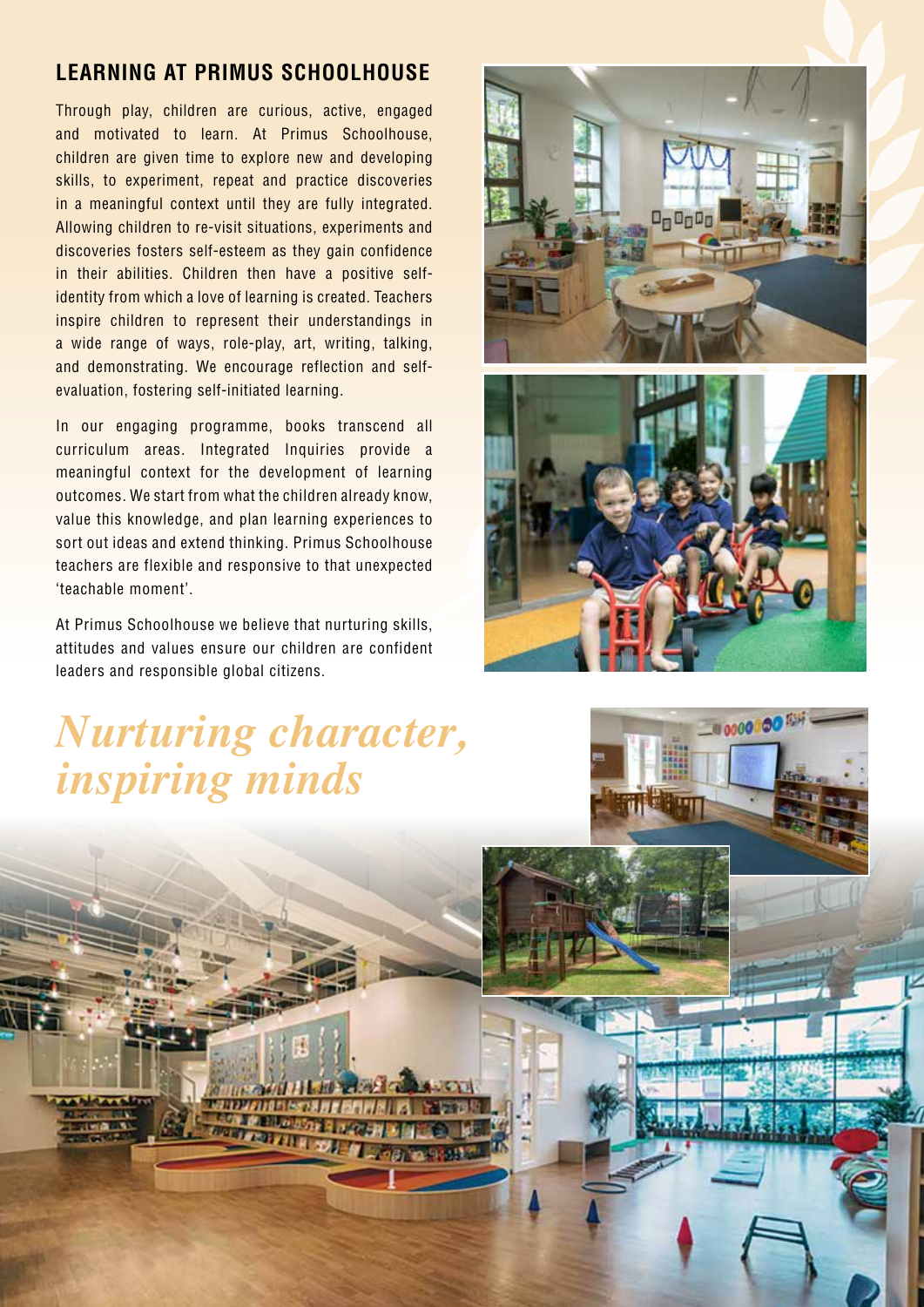## LEARNING AT PRIMUS SCHOOLHOUSE

Through play, children are curious, active, engaged and motivated to learn. At Primus Schoolhouse, children are given time to explore new and developing skills, to experiment, repeat and practice discoveries in a meaningful context until they are fully integrated. Allowing children to re-visit situations, experiments and discoveries fosters self-esteem as they gain confidence in their abilities. Children then have a positive self-identity from which a love of learning is created. Teachers inspire children to represent their understandings in a wide range of ways, role-play, art, writing, talking, and demonstrating. We encourage reflection and self-evaluation, fostering self-initiated learning.

In our engaging programme, books transcend all curriculum areas. Integrated Inquiries provide a meaningful context for the development of learning outcomes. We start from what the children already know, value this knowledge, and plan learning experiences to sort out ideas and extend thinking. Primus Schoolhouse teachers are flexible and responsive to that unexpected 'teachable moment'.

At Primus Schoolhouse we believe that nurturing skills, attitudes and values ensure our children are confident leaders and responsible global citizens.

*Nurturing character, inspiring minds*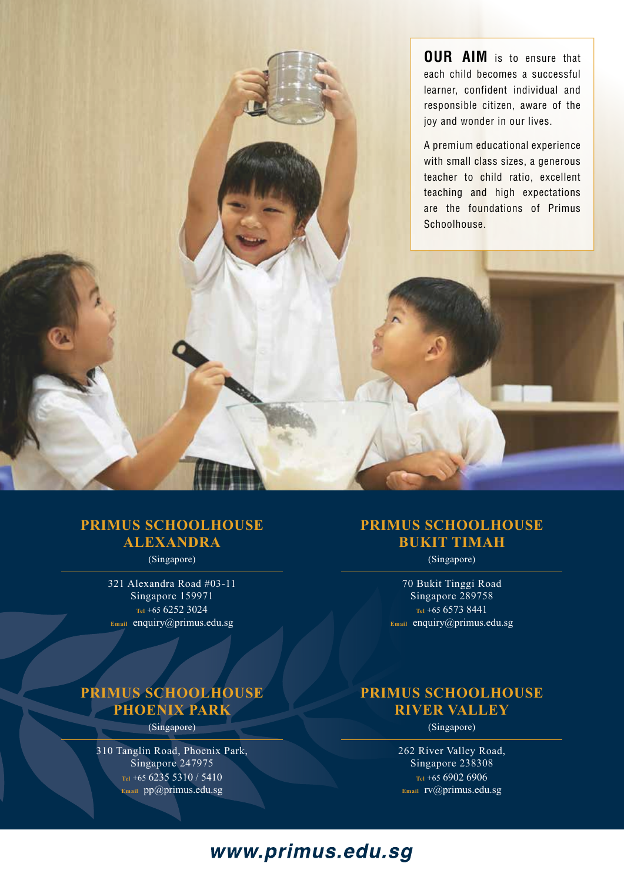**OUR AIM** is to ensure that each child becomes a successful learner, confident individual and responsible citizen, aware of the joy and wonder in our lives.

A premium educational experience with small class sizes, a generous teacher to child ratio, excellent teaching and high expectations are the foundations of Primus Schoolhouse.

## PRIMUS SCHOOLHOUSE ALEXANDRA

(Singapore)

321 Alexandra Road #03-11
Singapore 159971
Tel +65 6252 3024
Email enquiry@primus.edu.sg

## PRIMUS SCHOOLHOUSE BUKIT TIMAH

(Singapore)

70 Bukit Tinggi Road
Singapore 289758
Tel +65 6573 8441
Email enquiry@primus.edu.sg

## PRIMUS SCHOOLHOUSE PHOENIX PARK

(Singapore)

310 Tanglin Road, Phoenix Park,
Singapore 247975
Tel +65 6235 5310 / 5410
Email pp@primus.edu.sg

## PRIMUS SCHOOLHOUSE RIVER VALLEY

(Singapore)

262 River Valley Road,
Singapore 238308
Tel +65 6902 6906
Email rv@primus.edu.sg

**www.primus.edu.sg**